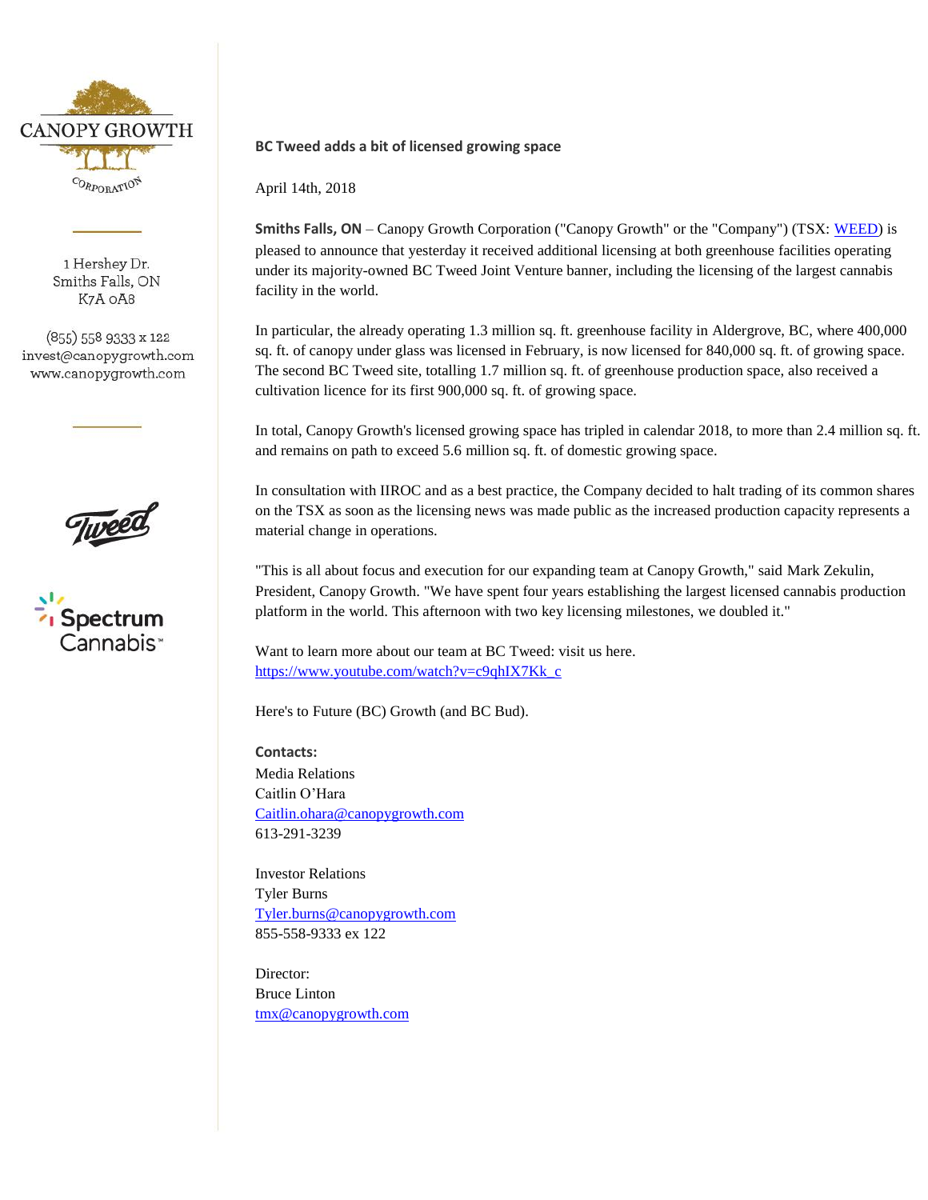CANOPY GROWTH CORPORATION

1 Hershey Dr.
Smiths Falls, ON
K7A 0A8

(855) 558 9333 x 122
invest@canopygrowth.com
www.canopygrowth.com

Tweed

Spectrum Cannabis™

**BC Tweed adds a bit of licensed growing space**

April 14th, 2018

**Smiths Falls, ON** – Canopy Growth Corporation ("Canopy Growth" or the "Company") (TSX: WEED) is pleased to announce that yesterday it received additional licensing at both greenhouse facilities operating under its majority-owned BC Tweed Joint Venture banner, including the licensing of the largest cannabis facility in the world.

In particular, the already operating 1.3 million sq. ft. greenhouse facility in Aldergrove, BC, where 400,000 sq. ft. of canopy under glass was licensed in February, is now licensed for 840,000 sq. ft. of growing space. The second BC Tweed site, totalling 1.7 million sq. ft. of greenhouse production space, also received a cultivation licence for its first 900,000 sq. ft. of growing space.

In total, Canopy Growth's licensed growing space has tripled in calendar 2018, to more than 2.4 million sq. ft. and remains on path to exceed 5.6 million sq. ft. of domestic growing space.

In consultation with IIROC and as a best practice, the Company decided to halt trading of its common shares on the TSX as soon as the licensing news was made public as the increased production capacity represents a material change in operations.

"This is all about focus and execution for our expanding team at Canopy Growth," said Mark Zekulin, President, Canopy Growth. "We have spent four years establishing the largest licensed cannabis production platform in the world. This afternoon with two key licensing milestones, we doubled it."

Want to learn more about our team at BC Tweed: visit us here.
https://www.youtube.com/watch?v=c9qhIX7Kk_c

Here's to Future (BC) Growth (and BC Bud).

**Contacts:**
Media Relations
Caitlin O'Hara
Caitlin.ohara@canopygrowth.com
613-291-3239

Investor Relations
Tyler Burns
Tyler.burns@canopygrowth.com
855-558-9333 ex 122

Director:
Bruce Linton
tmx@canopygrowth.com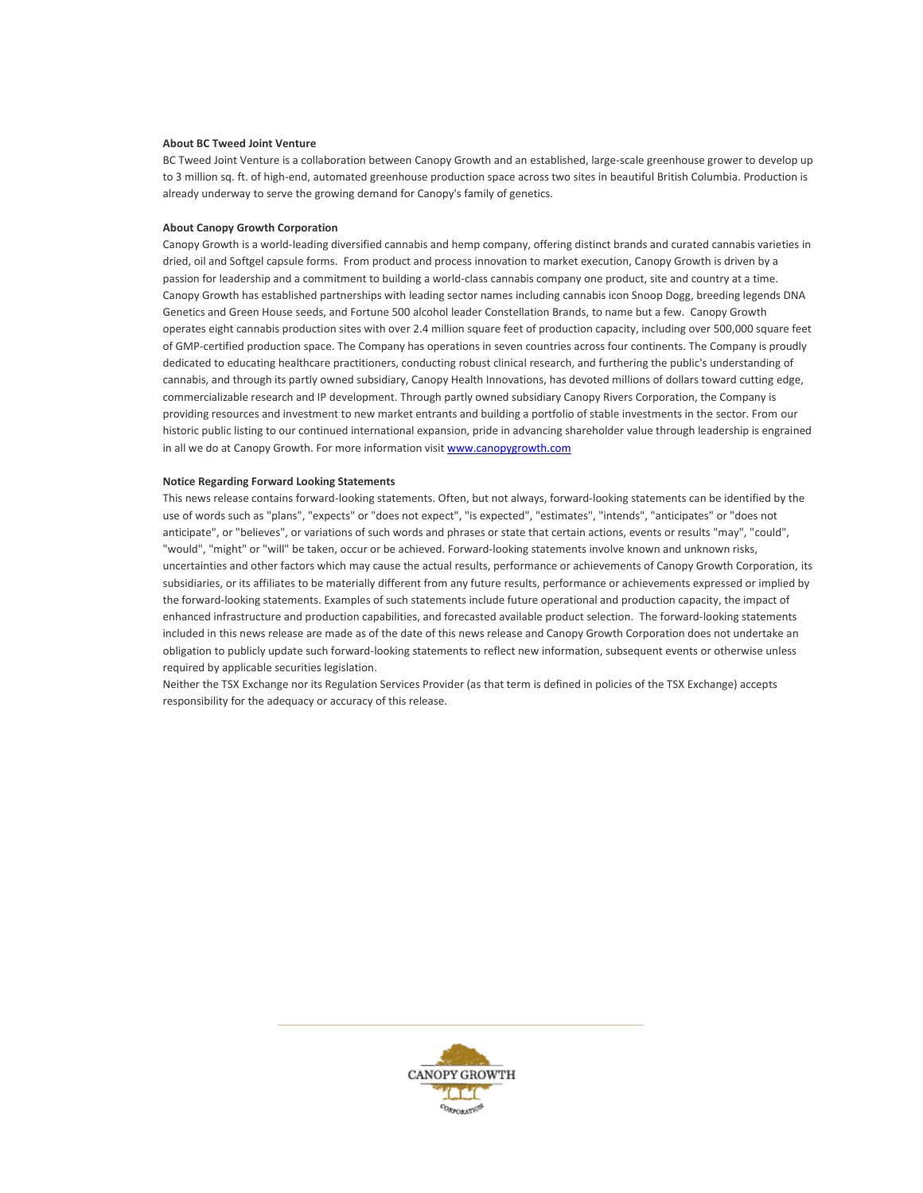**About BC Tweed Joint Venture**

BC Tweed Joint Venture is a collaboration between Canopy Growth and an established, large-scale greenhouse grower to develop up to 3 million sq. ft. of high-end, automated greenhouse production space across two sites in beautiful British Columbia. Production is already underway to serve the growing demand for Canopy's family of genetics.

**About Canopy Growth Corporation**

Canopy Growth is a world-leading diversified cannabis and hemp company, offering distinct brands and curated cannabis varieties in dried, oil and Softgel capsule forms. From product and process innovation to market execution, Canopy Growth is driven by a passion for leadership and a commitment to building a world-class cannabis company one product, site and country at a time. Canopy Growth has established partnerships with leading sector names including cannabis icon Snoop Dogg, breeding legends DNA Genetics and Green House seeds, and Fortune 500 alcohol leader Constellation Brands, to name but a few. Canopy Growth operates eight cannabis production sites with over 2.4 million square feet of production capacity, including over 500,000 square feet of GMP-certified production space. The Company has operations in seven countries across four continents. The Company is proudly dedicated to educating healthcare practitioners, conducting robust clinical research, and furthering the public's understanding of cannabis, and through its partly owned subsidiary, Canopy Health Innovations, has devoted millions of dollars toward cutting edge, commercializable research and IP development. Through partly owned subsidiary Canopy Rivers Corporation, the Company is providing resources and investment to new market entrants and building a portfolio of stable investments in the sector. From our historic public listing to our continued international expansion, pride in advancing shareholder value through leadership is engrained in all we do at Canopy Growth. For more information visit [www.canopygrowth.com](http://www.canopygrowth.com)

**Notice Regarding Forward Looking Statements**

This news release contains forward-looking statements. Often, but not always, forward-looking statements can be identified by the use of words such as "plans", "expects" or "does not expect", "is expected", "estimates", "intends", "anticipates" or "does not anticipate", or "believes", or variations of such words and phrases or state that certain actions, events or results "may", "could", "would", "might" or "will" be taken, occur or be achieved. Forward-looking statements involve known and unknown risks, uncertainties and other factors which may cause the actual results, performance or achievements of Canopy Growth Corporation, its subsidiaries, or its affiliates to be materially different from any future results, performance or achievements expressed or implied by the forward-looking statements. Examples of such statements include future operational and production capacity, the impact of enhanced infrastructure and production capabilities, and forecasted available product selection. The forward-looking statements included in this news release are made as of the date of this news release and Canopy Growth Corporation does not undertake an obligation to publicly update such forward-looking statements to reflect new information, subsequent events or otherwise unless required by applicable securities legislation.

Neither the TSX Exchange nor its Regulation Services Provider (as that term is defined in policies of the TSX Exchange) accepts responsibility for the adequacy or accuracy of this release.